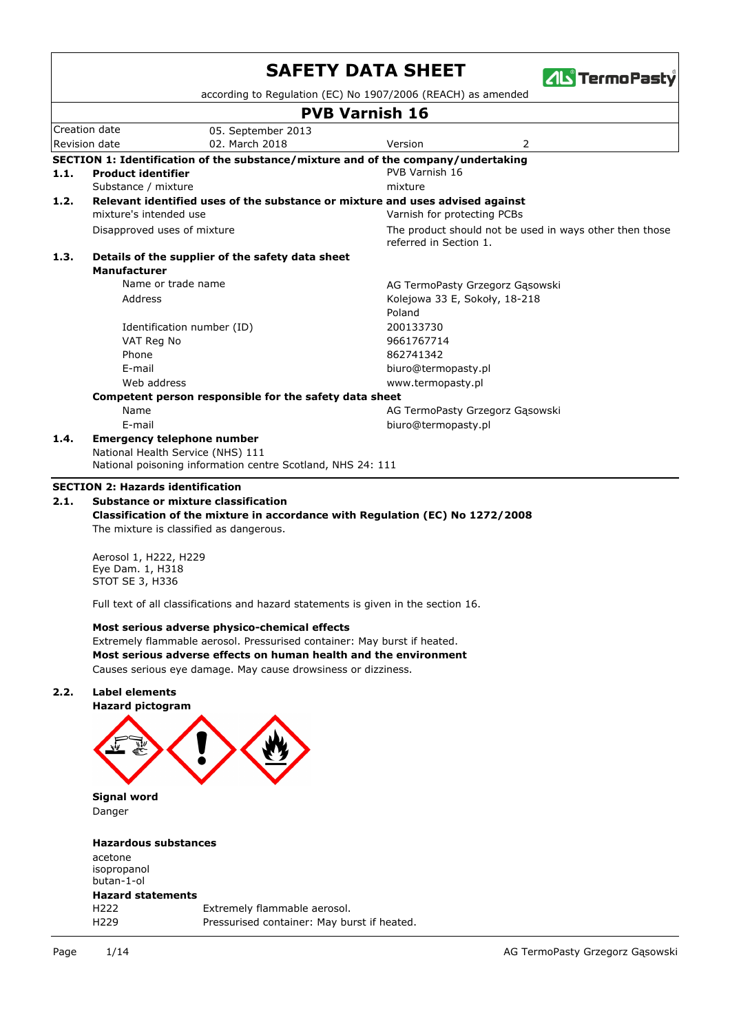# SAFETY DATA SHEET

according to Regulation (EC) No 1907/2006 (REACH) as amended

## PVB Varnish 16

| Creation date | 05. September 2013 | | |
|---|---|---|---|
| Revision date | 02. March 2018 | Version | 2 |

### SECTION 1: Identification of the substance/mixture and of the company/undertaking

**1.1. Product identifier** — PVB Varnish 16

Substance / mixture — mixture

**1.2. Relevant identified uses of the substance or mixture and uses advised against**

mixture's intended use — Varnish for protecting PCBs

Disapproved uses of mixture — The product should not be used in ways other then those referred in Section 1.

**1.3. Details of the supplier of the safety data sheet**

**Manufacturer**

| | |
|---|---|
| Name or trade name | AG TermoPasty Grzegorz Gąsowski |
| Address | Kolejowa 33 E, Sokoły, 18-218<br>Poland |
| Identification number (ID) | 200133730 |
| VAT Reg No | 9661767714 |
| Phone | 862741342 |
| E-mail | biuro@termopasty.pl |
| Web address | www.termopasty.pl |

**Competent person responsible for the safety data sheet**

| | |
|---|---|
| Name | AG TermoPasty Grzegorz Gąsowski |
| E-mail | biuro@termopasty.pl |

**1.4. Emergency telephone number**

National Health Service (NHS) 111
National poisoning information centre Scotland, NHS 24: 111

### SECTION 2: Hazards identification

**2.1. Substance or mixture classification**

**Classification of the mixture in accordance with Regulation (EC) No 1272/2008**

The mixture is classified as dangerous.

Aerosol 1, H222, H229
Eye Dam. 1, H318
STOT SE 3, H336

Full text of all classifications and hazard statements is given in the section 16.

**Most serious adverse physico-chemical effects**

Extremely flammable aerosol. Pressurised container: May burst if heated.

**Most serious adverse effects on human health and the environment**

Causes serious eye damage. May cause drowsiness or dizziness.

**2.2. Label elements**

**Hazard pictogram**

**Signal word**

Danger

**Hazardous substances**

acetone
isopropanol
butan-1-ol

**Hazard statements**

| | |
|---|---|
| H222 | Extremely flammable aerosol. |
| H229 | Pressurised container: May burst if heated. |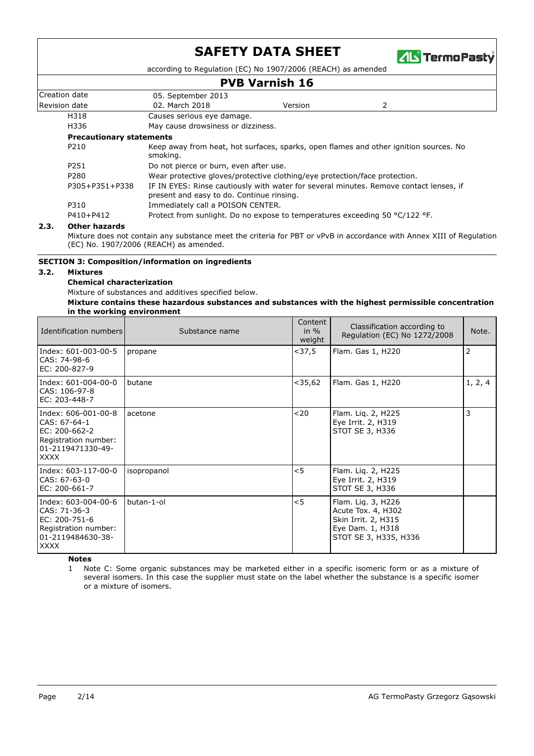| H318 | Causes serious eye damage. |
|---|---|
| H336 | May cause drowsiness or dizziness. |

**Precautionary statements**

| P210 | Keep away from heat, hot surfaces, sparks, open flames and other ignition sources. No smoking. |
|---|---|
| P251 | Do not pierce or burn, even after use. |
| P280 | Wear protective gloves/protective clothing/eye protection/face protection. |
| P305+P351+P338 | IF IN EYES: Rinse cautiously with water for several minutes. Remove contact lenses, if present and easy to do. Continue rinsing. |
| P310 | Immediately call a POISON CENTER. |
| P410+P412 | Protect from sunlight. Do no expose to temperatures exceeding 50 °C/122 °F. |

### 2.3. Other hazards

Mixture does not contain any substance meet the criteria for PBT or vPvB in accordance with Annex XIII of Regulation (EC) No. 1907/2006 (REACH) as amended.

## SECTION 3: Composition/information on ingredients

### 3.2. Mixtures

**Chemical characterization**

Mixture of substances and additives specified below.

**Mixture contains these hazardous substances and substances with the highest permissible concentration in the working environment**

| Identification numbers | Substance name | Content in % weight | Classification according to Regulation (EC) No 1272/2008 | Note. |
|---|---|---|---|---|
| Index: 601-003-00-5<br>CAS: 74-98-6<br>EC: 200-827-9 | propane | <37,5 | Flam. Gas 1, H220 | 2 |
| Index: 601-004-00-0<br>CAS: 106-97-8<br>EC: 203-448-7 | butane | <35,62 | Flam. Gas 1, H220 | 1, 2, 4 |
| Index: 606-001-00-8<br>CAS: 67-64-1<br>EC: 200-662-2<br>Registration number: 01-2119471330-49-XXXX | acetone | <20 | Flam. Liq. 2, H225<br>Eye Irrit. 2, H319<br>STOT SE 3, H336 | 3 |
| Index: 603-117-00-0<br>CAS: 67-63-0<br>EC: 200-661-7 | isopropanol | <5 | Flam. Liq. 2, H225<br>Eye Irrit. 2, H319<br>STOT SE 3, H336 | |
| Index: 603-004-00-6<br>CAS: 71-36-3<br>EC: 200-751-6<br>Registration number: 01-2119484630-38-XXXX | butan-1-ol | <5 | Flam. Liq. 3, H226<br>Acute Tox. 4, H302<br>Skin Irrit. 2, H315<br>Eye Dam. 1, H318<br>STOT SE 3, H335, H336 | |

**Notes**

1 Note C: Some organic substances may be marketed either in a specific isomeric form or as a mixture of several isomers. In this case the supplier must state on the label whether the substance is a specific isomer or a mixture of isomers.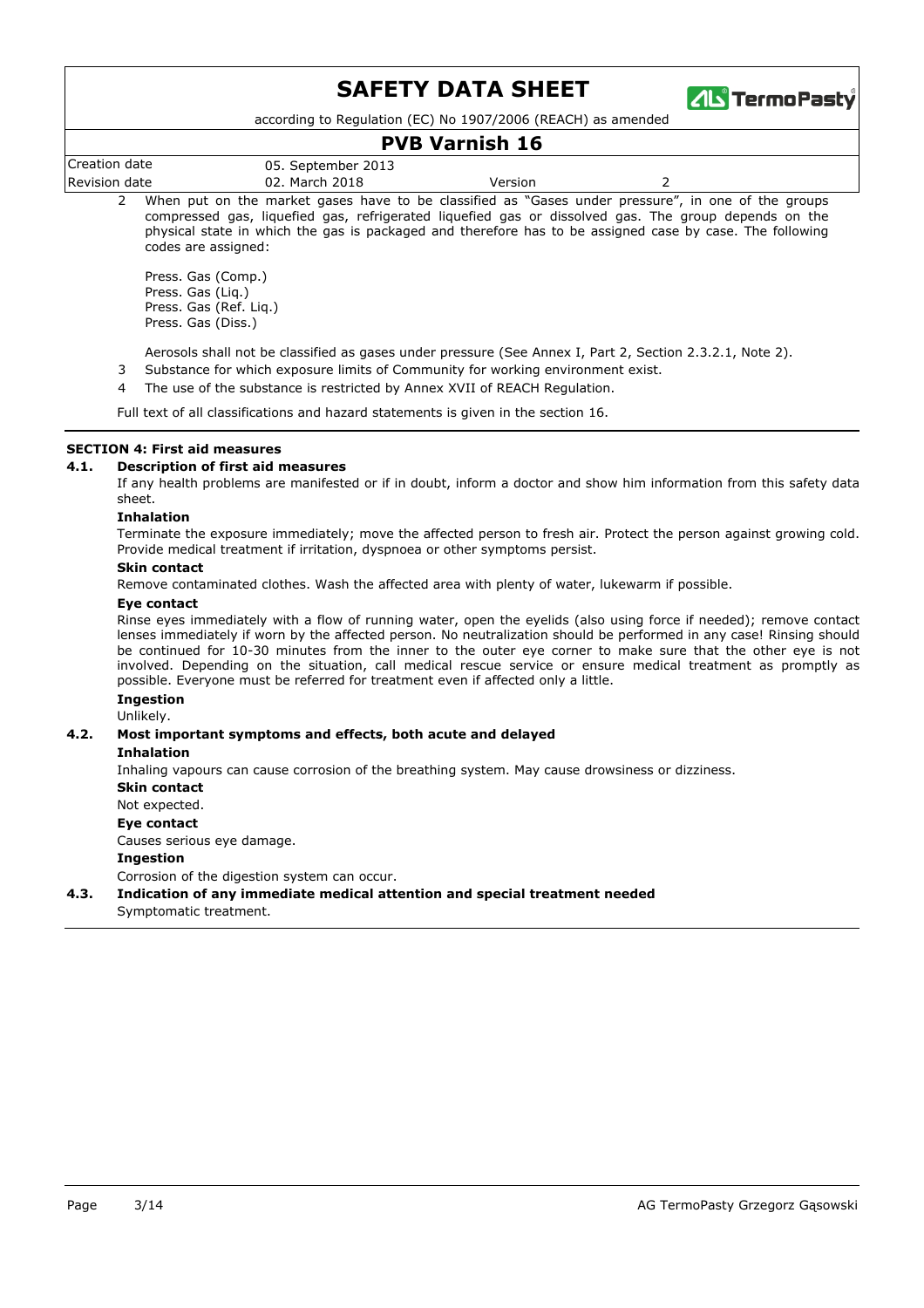2 When put on the market gases have to be classified as "Gases under pressure", in one of the groups compressed gas, liquefied gas, refrigerated liquefied gas or dissolved gas. The group depends on the physical state in which the gas is packaged and therefore has to be assigned case by case. The following codes are assigned:

Press. Gas (Comp.)
Press. Gas (Liq.)
Press. Gas (Ref. Liq.)
Press. Gas (Diss.)

Aerosols shall not be classified as gases under pressure (See Annex I, Part 2, Section 2.3.2.1, Note 2).

3 Substance for which exposure limits of Community for working environment exist.

4 The use of the substance is restricted by Annex XVII of REACH Regulation.

Full text of all classifications and hazard statements is given in the section 16.

## SECTION 4: First aid measures

### 4.1. Description of first aid measures

If any health problems are manifested or if in doubt, inform a doctor and show him information from this safety data sheet.

**Inhalation**

Terminate the exposure immediately; move the affected person to fresh air. Protect the person against growing cold. Provide medical treatment if irritation, dyspnoea or other symptoms persist.

**Skin contact**

Remove contaminated clothes. Wash the affected area with plenty of water, lukewarm if possible.

**Eye contact**

Rinse eyes immediately with a flow of running water, open the eyelids (also using force if needed); remove contact lenses immediately if worn by the affected person. No neutralization should be performed in any case! Rinsing should be continued for 10-30 minutes from the inner to the outer eye corner to make sure that the other eye is not involved. Depending on the situation, call medical rescue service or ensure medical treatment as promptly as possible. Everyone must be referred for treatment even if affected only a little.

**Ingestion**

Unlikely.

### 4.2. Most important symptoms and effects, both acute and delayed

**Inhalation**

Inhaling vapours can cause corrosion of the breathing system. May cause drowsiness or dizziness.

**Skin contact**

Not expected.

**Eye contact**

Causes serious eye damage.

**Ingestion**

Corrosion of the digestion system can occur.

### 4.3. Indication of any immediate medical attention and special treatment needed

Symptomatic treatment.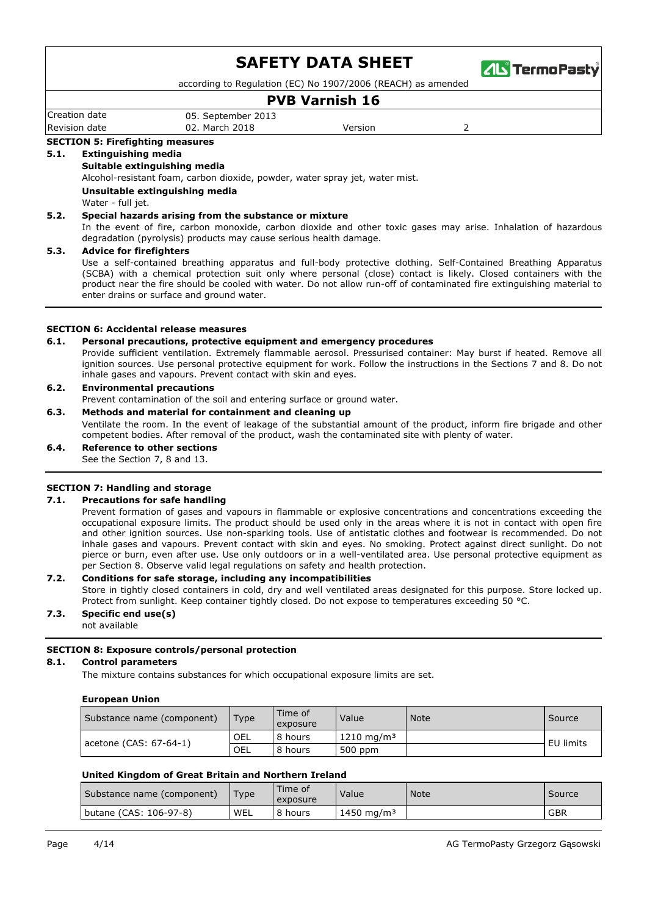# SAFETY DATA SHEET

according to Regulation (EC) No 1907/2006 (REACH) as amended

## PVB Varnish 16

| Creation date | 05. September 2013 | | |
|---|---|---|---|
| Revision date | 02. March 2018 | Version | 2 |

## SECTION 5: Firefighting measures

### 5.1. Extinguishing media

**Suitable extinguishing media**

Alcohol-resistant foam, carbon dioxide, powder, water spray jet, water mist.

**Unsuitable extinguishing media**

Water - full jet.

### 5.2. Special hazards arising from the substance or mixture

In the event of fire, carbon monoxide, carbon dioxide and other toxic gases may arise. Inhalation of hazardous degradation (pyrolysis) products may cause serious health damage.

### 5.3. Advice for firefighters

Use a self-contained breathing apparatus and full-body protective clothing. Self-Contained Breathing Apparatus (SCBA) with a chemical protection suit only where personal (close) contact is likely. Closed containers with the product near the fire should be cooled with water. Do not allow run-off of contaminated fire extinguishing material to enter drains or surface and ground water.

## SECTION 6: Accidental release measures

### 6.1. Personal precautions, protective equipment and emergency procedures

Provide sufficient ventilation. Extremely flammable aerosol. Pressurised container: May burst if heated. Remove all ignition sources. Use personal protective equipment for work. Follow the instructions in the Sections 7 and 8. Do not inhale gases and vapours. Prevent contact with skin and eyes.

### 6.2. Environmental precautions

Prevent contamination of the soil and entering surface or ground water.

### 6.3. Methods and material for containment and cleaning up

Ventilate the room. In the event of leakage of the substantial amount of the product, inform fire brigade and other competent bodies. After removal of the product, wash the contaminated site with plenty of water.

### 6.4. Reference to other sections

See the Section 7, 8 and 13.

## SECTION 7: Handling and storage

### 7.1. Precautions for safe handling

Prevent formation of gases and vapours in flammable or explosive concentrations and concentrations exceeding the occupational exposure limits. The product should be used only in the areas where it is not in contact with open fire and other ignition sources. Use non-sparking tools. Use of antistatic clothes and footwear is recommended. Do not inhale gases and vapours. Prevent contact with skin and eyes. No smoking. Protect against direct sunlight. Do not pierce or burn, even after use. Use only outdoors or in a well-ventilated area. Use personal protective equipment as per Section 8. Observe valid legal regulations on safety and health protection.

### 7.2. Conditions for safe storage, including any incompatibilities

Store in tightly closed containers in cold, dry and well ventilated areas designated for this purpose. Store locked up. Protect from sunlight. Keep container tightly closed. Do not expose to temperatures exceeding 50 °C.

### 7.3. Specific end use(s)

not available

## SECTION 8: Exposure controls/personal protection

### 8.1. Control parameters

The mixture contains substances for which occupational exposure limits are set.

**European Union**

| Substance name (component) | Type | Time of exposure | Value | Note | Source |
|---|---|---|---|---|---|
| acetone (CAS: 67-64-1) | OEL | 8 hours | 1210 mg/m³ | | EU limits |
| | OEL | 8 hours | 500 ppm | | |

**United Kingdom of Great Britain and Northern Ireland**

| Substance name (component) | Type | Time of exposure | Value | Note | Source |
|---|---|---|---|---|---|
| butane (CAS: 106-97-8) | WEL | 8 hours | 1450 mg/m³ | | GBR |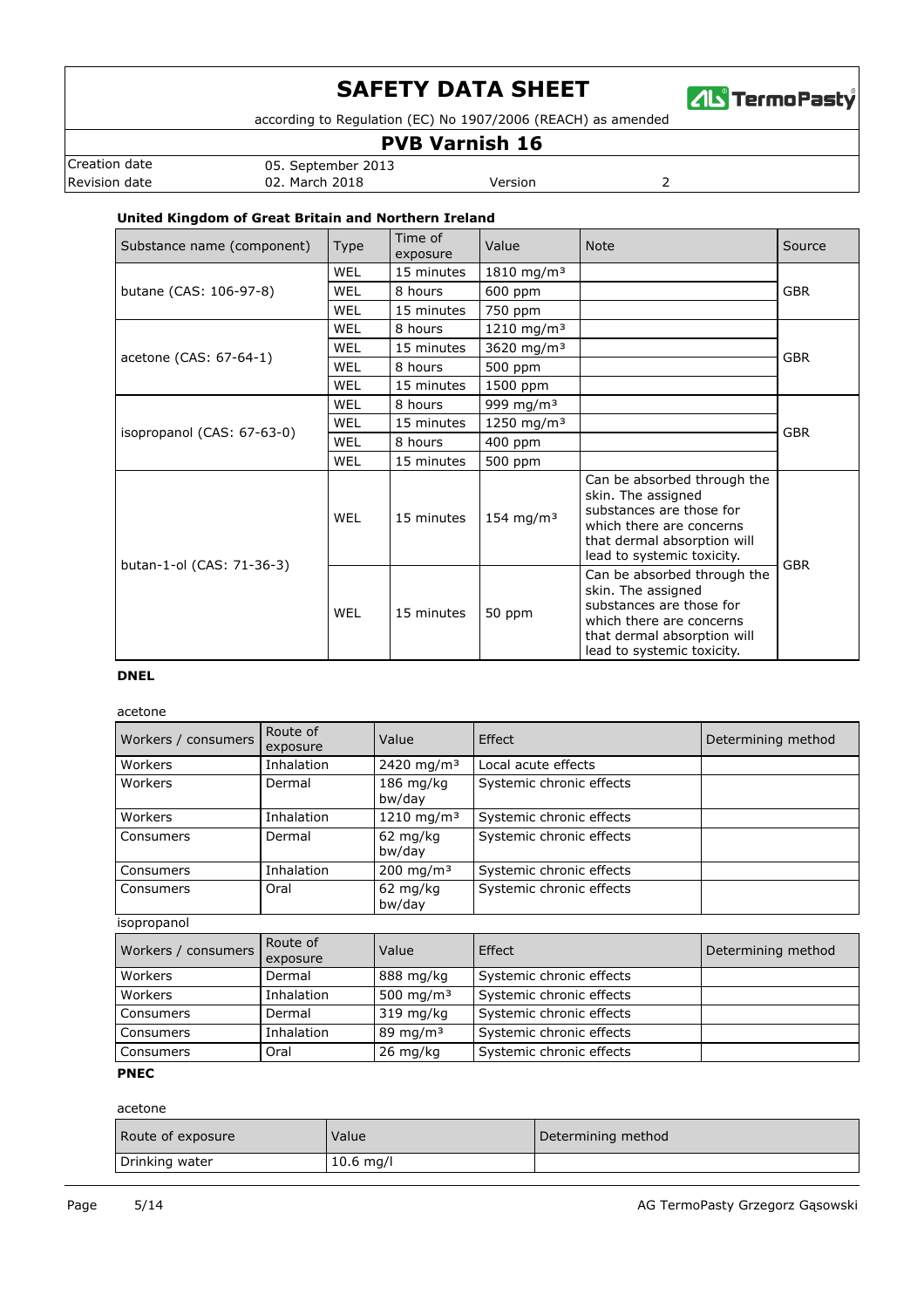**United Kingdom of Great Britain and Northern Ireland**

| Substance name (component) | Type | Time of exposure | Value | Note | Source |
|---|---|---|---|---|---|
| butane (CAS: 106-97-8) | WEL | 15 minutes | 1810 mg/m³ | | GBR |
| | WEL | 8 hours | 600 ppm | | |
| | WEL | 15 minutes | 750 ppm | | |
| acetone (CAS: 67-64-1) | WEL | 8 hours | 1210 mg/m³ | | GBR |
| | WEL | 15 minutes | 3620 mg/m³ | | |
| | WEL | 8 hours | 500 ppm | | |
| | WEL | 15 minutes | 1500 ppm | | |
| isopropanol (CAS: 67-63-0) | WEL | 8 hours | 999 mg/m³ | | GBR |
| | WEL | 15 minutes | 1250 mg/m³ | | |
| | WEL | 8 hours | 400 ppm | | |
| | WEL | 15 minutes | 500 ppm | | |
| butan-1-ol (CAS: 71-36-3) | WEL | 15 minutes | 154 mg/m³ | Can be absorbed through the skin. The assigned substances are those for which there are concerns that dermal absorption will lead to systemic toxicity. | GBR |
| | WEL | 15 minutes | 50 ppm | Can be absorbed through the skin. The assigned substances are those for which there are concerns that dermal absorption will lead to systemic toxicity. | |

**DNEL**

acetone

| Workers / consumers | Route of exposure | Value | Effect | Determining method |
|---|---|---|---|---|
| Workers | Inhalation | 2420 mg/m³ | Local acute effects | |
| Workers | Dermal | 186 mg/kg bw/day | Systemic chronic effects | |
| Workers | Inhalation | 1210 mg/m³ | Systemic chronic effects | |
| Consumers | Dermal | 62 mg/kg bw/day | Systemic chronic effects | |
| Consumers | Inhalation | 200 mg/m³ | Systemic chronic effects | |
| Consumers | Oral | 62 mg/kg bw/day | Systemic chronic effects | |

isopropanol

| Workers / consumers | Route of exposure | Value | Effect | Determining method |
|---|---|---|---|---|
| Workers | Dermal | 888 mg/kg | Systemic chronic effects | |
| Workers | Inhalation | 500 mg/m³ | Systemic chronic effects | |
| Consumers | Dermal | 319 mg/kg | Systemic chronic effects | |
| Consumers | Inhalation | 89 mg/m³ | Systemic chronic effects | |
| Consumers | Oral | 26 mg/kg | Systemic chronic effects | |

**PNEC**

acetone

| Route of exposure | Value | Determining method |
|---|---|---|
| Drinking water | 10.6 mg/l | |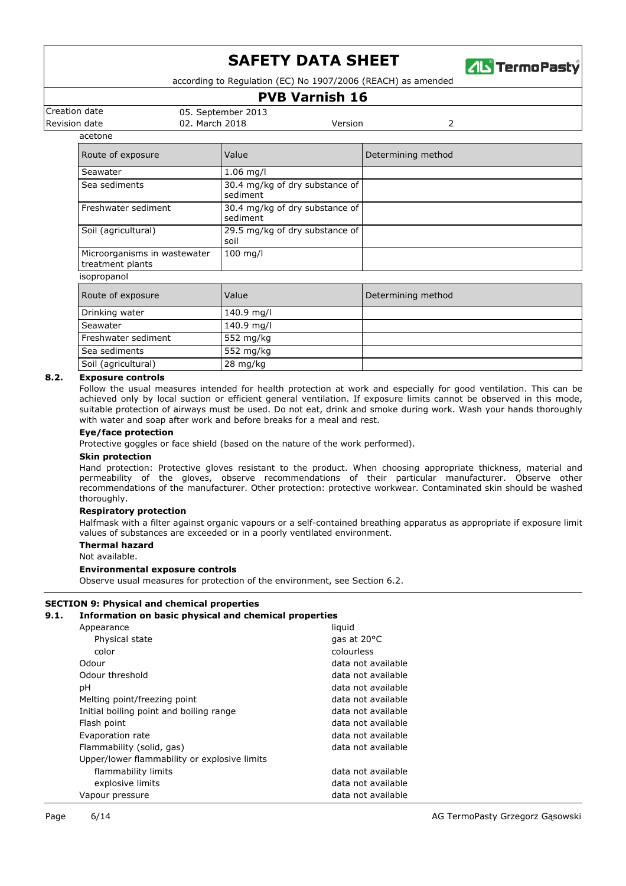acetone

| Route of exposure | Value | Determining method |
|---|---|---|
| Seawater | 1.06 mg/l | |
| Sea sediments | 30.4 mg/kg of dry substance of sediment | |
| Freshwater sediment | 30.4 mg/kg of dry substance of sediment | |
| Soil (agricultural) | 29.5 mg/kg of dry substance of soil | |
| Microorganisms in wastewater treatment plants | 100 mg/l | |

isopropanol

| Route of exposure | Value | Determining method |
|---|---|---|
| Drinking water | 140.9 mg/l | |
| Seawater | 140.9 mg/l | |
| Freshwater sediment | 552 mg/kg | |
| Sea sediments | 552 mg/kg | |
| Soil (agricultural) | 28 mg/kg | |

### 8.2. Exposure controls

Follow the usual measures intended for health protection at work and especially for good ventilation. This can be achieved only by local suction or efficient general ventilation. If exposure limits cannot be observed in this mode, suitable protection of airways must be used. Do not eat, drink and smoke during work. Wash your hands thoroughly with water and soap after work and before breaks for a meal and rest.

**Eye/face protection**

Protective goggles or face shield (based on the nature of the work performed).

**Skin protection**

Hand protection: Protective gloves resistant to the product. When choosing appropriate thickness, material and permeability of the gloves, observe recommendations of their particular manufacturer. Observe other recommendations of the manufacturer. Other protection: protective workwear. Contaminated skin should be washed thoroughly.

**Respiratory protection**

Halfmask with a filter against organic vapours or a self-contained breathing apparatus as appropriate if exposure limit values of substances are exceeded or in a poorly ventilated environment.

**Thermal hazard**

Not available.

**Environmental exposure controls**

Observe usual measures for protection of the environment, see Section 6.2.

## SECTION 9: Physical and chemical properties

### 9.1. Information on basic physical and chemical properties

| | |
|---|---|
| Appearance | liquid |
| Physical state | gas at 20°C |
| color | colourless |
| Odour | data not available |
| Odour threshold | data not available |
| pH | data not available |
| Melting point/freezing point | data not available |
| Initial boiling point and boiling range | data not available |
| Flash point | data not available |
| Evaporation rate | data not available |
| Flammability (solid, gas) | data not available |
| Upper/lower flammability or explosive limits | |
| flammability limits | data not available |
| explosive limits | data not available |
| Vapour pressure | data not available |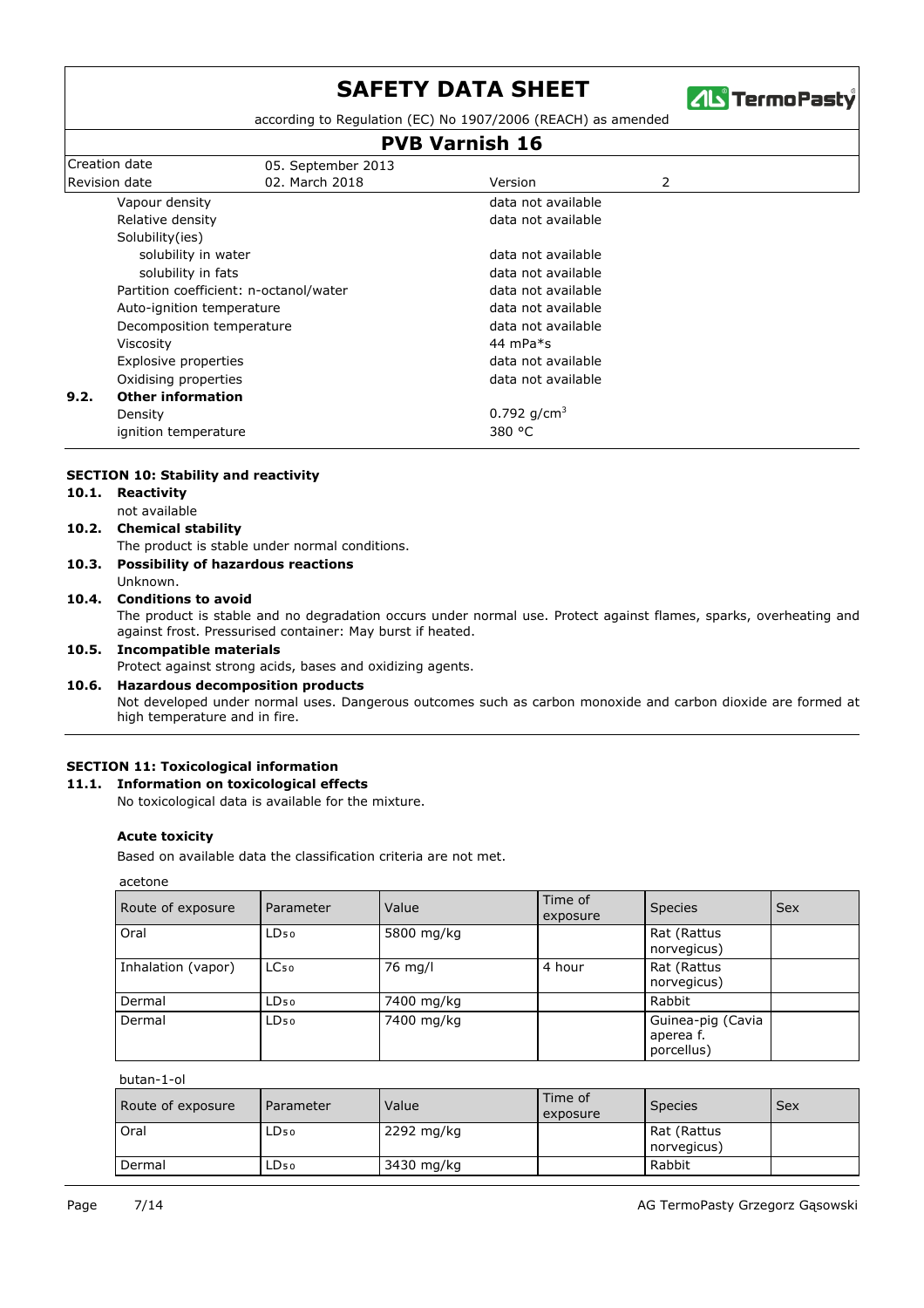| | |
|---|---|
| Vapour density | data not available |
| Relative density | data not available |
| Solubility(ies) | |
| solubility in water | data not available |
| solubility in fats | data not available |
| Partition coefficient: n-octanol/water | data not available |
| Auto-ignition temperature | data not available |
| Decomposition temperature | data not available |
| Viscosity | 44 mPa*s |
| Explosive properties | data not available |
| Oxidising properties | data not available |

**9.2. Other information**

| | |
|---|---|
| Density | 0.792 g/cm$^3$ |
| ignition temperature | 380 °C |

## SECTION 10: Stability and reactivity

### 10.1. Reactivity

not available

### 10.2. Chemical stability

The product is stable under normal conditions.

### 10.3. Possibility of hazardous reactions

Unknown.

### 10.4. Conditions to avoid

The product is stable and no degradation occurs under normal use. Protect against flames, sparks, overheating and against frost. Pressurised container: May burst if heated.

### 10.5. Incompatible materials

Protect against strong acids, bases and oxidizing agents.

### 10.6. Hazardous decomposition products

Not developed under normal uses. Dangerous outcomes such as carbon monoxide and carbon dioxide are formed at high temperature and in fire.

## SECTION 11: Toxicological information

### 11.1. Information on toxicological effects

No toxicological data is available for the mixture.

**Acute toxicity**

Based on available data the classification criteria are not met.

acetone

| Route of exposure | Parameter | Value | Time of exposure | Species | Sex |
|---|---|---|---|---|---|
| Oral | $LD_{50}$ | 5800 mg/kg | | Rat (Rattus norvegicus) | |
| Inhalation (vapor) | $LC_{50}$ | 76 mg/l | 4 hour | Rat (Rattus norvegicus) | |
| Dermal | $LD_{50}$ | 7400 mg/kg | | Rabbit | |
| Dermal | $LD_{50}$ | 7400 mg/kg | | Guinea-pig (Cavia aperea f. porcellus) | |

butan-1-ol

| Route of exposure | Parameter | Value | Time of exposure | Species | Sex |
|---|---|---|---|---|---|
| Oral | $LD_{50}$ | 2292 mg/kg | | Rat (Rattus norvegicus) | |
| Dermal | $LD_{50}$ | 3430 mg/kg | | Rabbit | |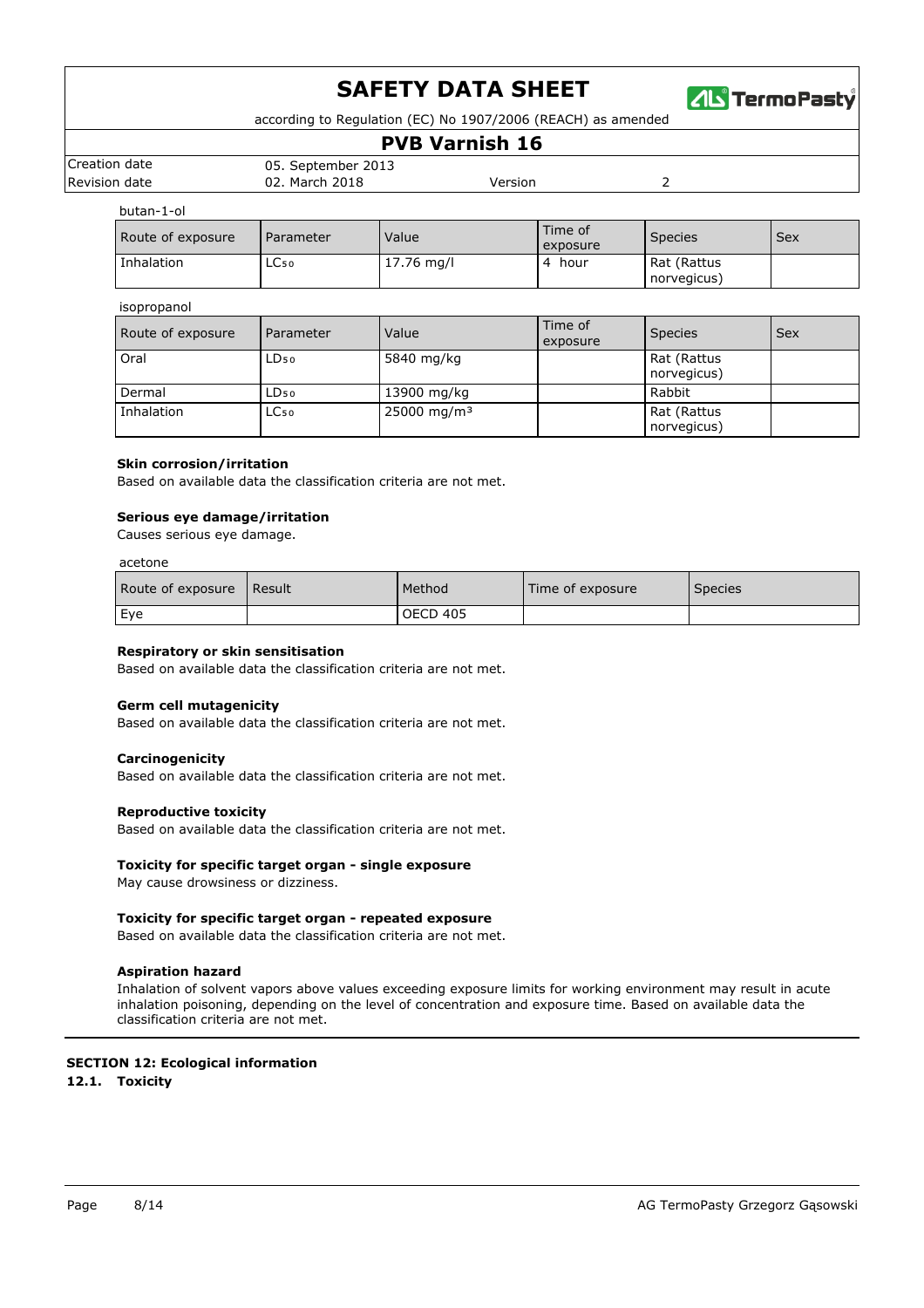butan-1-ol

| Route of exposure | Parameter | Value | Time of exposure | Species | Sex |
|---|---|---|---|---|---|
| Inhalation | $LC_{50}$ | 17.76 mg/l | 4 hour | Rat (Rattus norvegicus) | |

isopropanol

| Route of exposure | Parameter | Value | Time of exposure | Species | Sex |
|---|---|---|---|---|---|
| Oral | $LD_{50}$ | 5840 mg/kg | | Rat (Rattus norvegicus) | |
| Dermal | $LD_{50}$ | 13900 mg/kg | | Rabbit | |
| Inhalation | $LC_{50}$ | 25000 mg/m$^3$ | | Rat (Rattus norvegicus) | |

**Skin corrosion/irritation**

Based on available data the classification criteria are not met.

**Serious eye damage/irritation**

Causes serious eye damage.

acetone

| Route of exposure | Result | Method | Time of exposure | Species |
|---|---|---|---|---|
| Eye | | OECD 405 | | |

**Respiratory or skin sensitisation**

Based on available data the classification criteria are not met.

**Germ cell mutagenicity**

Based on available data the classification criteria are not met.

**Carcinogenicity**

Based on available data the classification criteria are not met.

**Reproductive toxicity**

Based on available data the classification criteria are not met.

**Toxicity for specific target organ - single exposure**

May cause drowsiness or dizziness.

**Toxicity for specific target organ - repeated exposure**

Based on available data the classification criteria are not met.

**Aspiration hazard**

Inhalation of solvent vapors above values exceeding exposure limits for working environment may result in acute inhalation poisoning, depending on the level of concentration and exposure time. Based on available data the classification criteria are not met.

## SECTION 12: Ecological information

### 12.1. Toxicity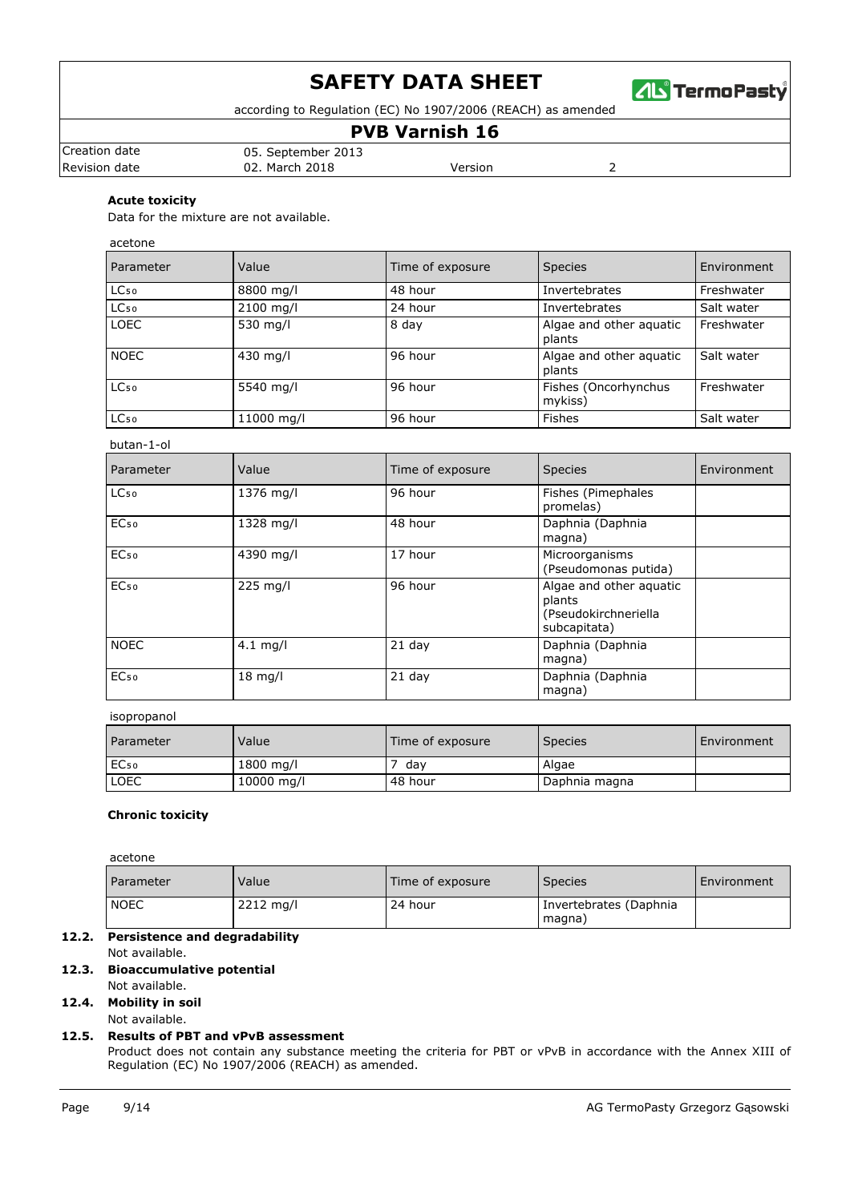**Acute toxicity**

Data for the mixture are not available.

acetone

| Parameter | Value | Time of exposure | Species | Environment |
|---|---|---|---|---|
| $LC_{50}$ | 8800 mg/l | 48 hour | Invertebrates | Freshwater |
| $LC_{50}$ | 2100 mg/l | 24 hour | Invertebrates | Salt water |
| LOEC | 530 mg/l | 8 day | Algae and other aquatic plants | Freshwater |
| NOEC | 430 mg/l | 96 hour | Algae and other aquatic plants | Salt water |
| $LC_{50}$ | 5540 mg/l | 96 hour | Fishes (Oncorhynchus mykiss) | Freshwater |
| $LC_{50}$ | 11000 mg/l | 96 hour | Fishes | Salt water |

butan-1-ol

| Parameter | Value | Time of exposure | Species | Environment |
|---|---|---|---|---|
| $LC_{50}$ | 1376 mg/l | 96 hour | Fishes (Pimephales promelas) | |
| $EC_{50}$ | 1328 mg/l | 48 hour | Daphnia (Daphnia magna) | |
| $EC_{50}$ | 4390 mg/l | 17 hour | Microorganisms (Pseudomonas putida) | |
| $EC_{50}$ | 225 mg/l | 96 hour | Algae and other aquatic plants (Pseudokirchneriella subcapitata) | |
| NOEC | 4.1 mg/l | 21 day | Daphnia (Daphnia magna) | |
| $EC_{50}$ | 18 mg/l | 21 day | Daphnia (Daphnia magna) | |

isopropanol

| Parameter | Value | Time of exposure | Species | Environment |
|---|---|---|---|---|
| $EC_{50}$ | 1800 mg/l | 7 day | Algae | |
| LOEC | 10000 mg/l | 48 hour | Daphnia magna | |

**Chronic toxicity**

acetone

| Parameter | Value | Time of exposure | Species | Environment |
|---|---|---|---|---|
| NOEC | 2212 mg/l | 24 hour | Invertebrates (Daphnia magna) | |

**12.2. Persistence and degradability**

Not available.

**12.3. Bioaccumulative potential**

Not available.

**12.4. Mobility in soil**

Not available.

**12.5. Results of PBT and vPvB assessment**

Product does not contain any substance meeting the criteria for PBT or vPvB in accordance with the Annex XIII of Regulation (EC) No 1907/2006 (REACH) as amended.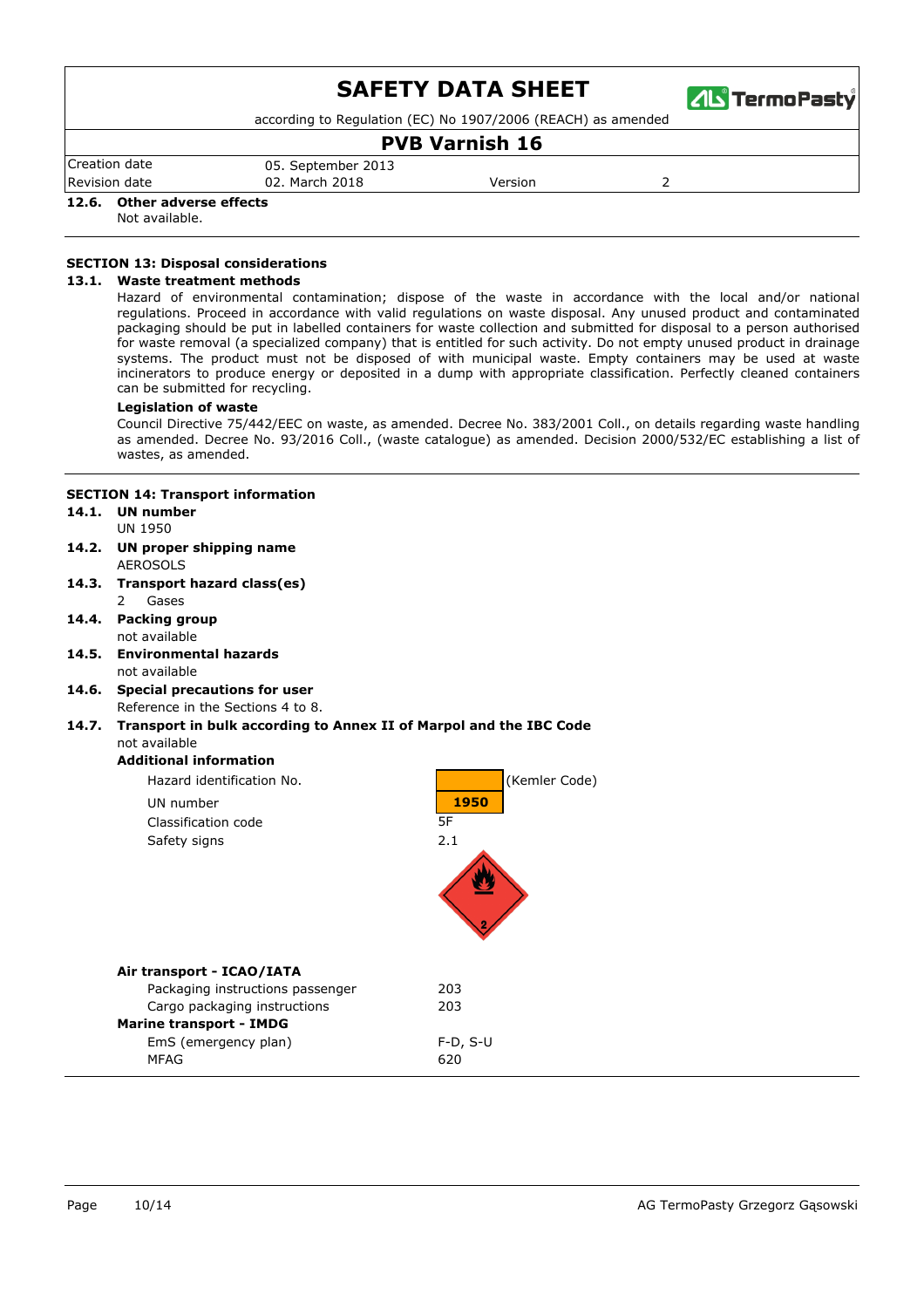**12.6. Other adverse effects**

Not available.

## SECTION 13: Disposal considerations

**13.1. Waste treatment methods**

Hazard of environmental contamination; dispose of the waste in accordance with the local and/or national regulations. Proceed in accordance with valid regulations on waste disposal. Any unused product and contaminated packaging should be put in labelled containers for waste collection and submitted for disposal to a person authorised for waste removal (a specialized company) that is entitled for such activity. Do not empty unused product in drainage systems. The product must not be disposed of with municipal waste. Empty containers may be used at waste incinerators to produce energy or deposited in a dump with appropriate classification. Perfectly cleaned containers can be submitted for recycling.

**Legislation of waste**

Council Directive 75/442/EEC on waste, as amended. Decree No. 383/2001 Coll., on details regarding waste handling as amended. Decree No. 93/2016 Coll., (waste catalogue) as amended. Decision 2000/532/EC establishing a list of wastes, as amended.

## SECTION 14: Transport information

**14.1. UN number**

UN 1950

**14.2. UN proper shipping name**

AEROSOLS

**14.3. Transport hazard class(es)**

2 Gases

**14.4. Packing group**

not available

**14.5. Environmental hazards**

not available

**14.6. Special precautions for user**

Reference in the Sections 4 to 8.

**14.7. Transport in bulk according to Annex II of Marpol and the IBC Code**

not available

**Additional information**

| | |
|---|---|
| Hazard identification No. | (Kemler Code) |
| UN number | 1950 |
| Classification code | 5F |
| Safety signs | 2.1 |

**Air transport - ICAO/IATA**

| | |
|---|---|
| Packaging instructions passenger | 203 |
| Cargo packaging instructions | 203 |

**Marine transport - IMDG**

| | |
|---|---|
| EmS (emergency plan) | F-D, S-U |
| MFAG | 620 |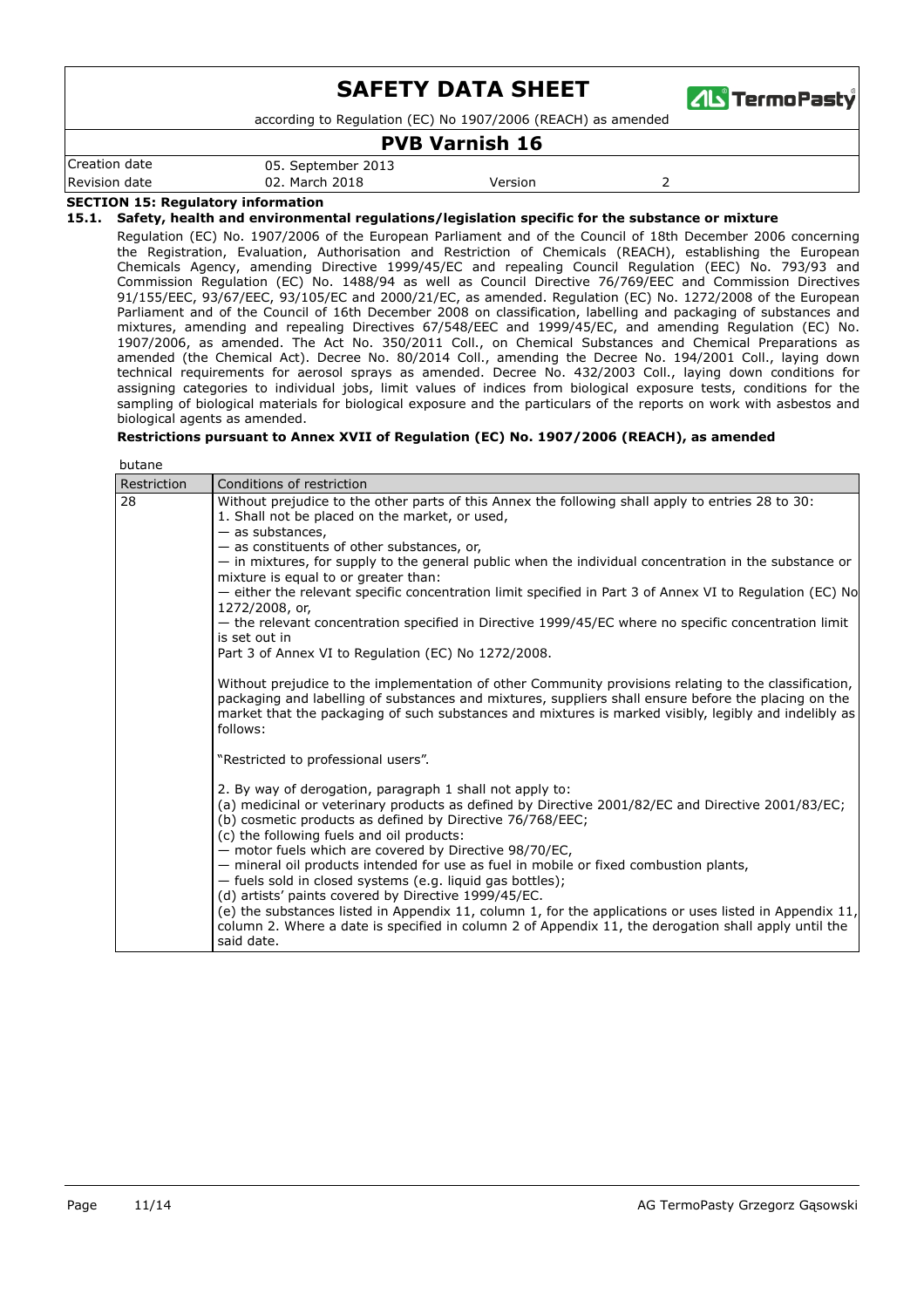## SECTION 15: Regulatory information

### 15.1. Safety, health and environmental regulations/legislation specific for the substance or mixture

Regulation (EC) No. 1907/2006 of the European Parliament and of the Council of 18th December 2006 concerning the Registration, Evaluation, Authorisation and Restriction of Chemicals (REACH), establishing the European Chemicals Agency, amending Directive 1999/45/EC and repealing Council Regulation (EEC) No. 793/93 and Commission Regulation (EC) No. 1488/94 as well as Council Directive 76/769/EEC and Commission Directives 91/155/EEC, 93/67/EEC, 93/105/EC and 2000/21/EC, as amended. Regulation (EC) No. 1272/2008 of the European Parliament and of the Council of 16th December 2008 on classification, labelling and packaging of substances and mixtures, amending and repealing Directives 67/548/EEC and 1999/45/EC, and amending Regulation (EC) No. 1907/2006, as amended. The Act No. 350/2011 Coll., on Chemical Substances and Chemical Preparations as amended (the Chemical Act). Decree No. 80/2014 Coll., amending the Decree No. 194/2001 Coll., laying down technical requirements for aerosol sprays as amended. Decree No. 432/2003 Coll., laying down conditions for assigning categories to individual jobs, limit values of indices from biological exposure tests, conditions for the sampling of biological materials for biological exposure and the particulars of the reports on work with asbestos and biological agents as amended.

**Restrictions pursuant to Annex XVII of Regulation (EC) No. 1907/2006 (REACH), as amended**

butane

| Restriction | Conditions of restriction |
|---|---|
| 28 | Without prejudice to the other parts of this Annex the following shall apply to entries 28 to 30:<br>1. Shall not be placed on the market, or used,<br>— as substances,<br>— as constituents of other substances, or,<br>— in mixtures, for supply to the general public when the individual concentration in the substance or mixture is equal to or greater than:<br>— either the relevant specific concentration limit specified in Part 3 of Annex VI to Regulation (EC) No 1272/2008, or,<br>— the relevant concentration specified in Directive 1999/45/EC where no specific concentration limit is set out in<br>Part 3 of Annex VI to Regulation (EC) No 1272/2008.<br><br>Without prejudice to the implementation of other Community provisions relating to the classification, packaging and labelling of substances and mixtures, suppliers shall ensure before the placing on the market that the packaging of such substances and mixtures is marked visibly, legibly and indelibly as follows:<br><br>"Restricted to professional users".<br><br>2. By way of derogation, paragraph 1 shall not apply to:<br>(a) medicinal or veterinary products as defined by Directive 2001/82/EC and Directive 2001/83/EC;<br>(b) cosmetic products as defined by Directive 76/768/EEC;<br>(c) the following fuels and oil products:<br>— motor fuels which are covered by Directive 98/70/EC,<br>— mineral oil products intended for use as fuel in mobile or fixed combustion plants,<br>— fuels sold in closed systems (e.g. liquid gas bottles);<br>(d) artists' paints covered by Directive 1999/45/EC.<br>(e) the substances listed in Appendix 11, column 1, for the applications or uses listed in Appendix 11, column 2. Where a date is specified in column 2 of Appendix 11, the derogation shall apply until the said date. |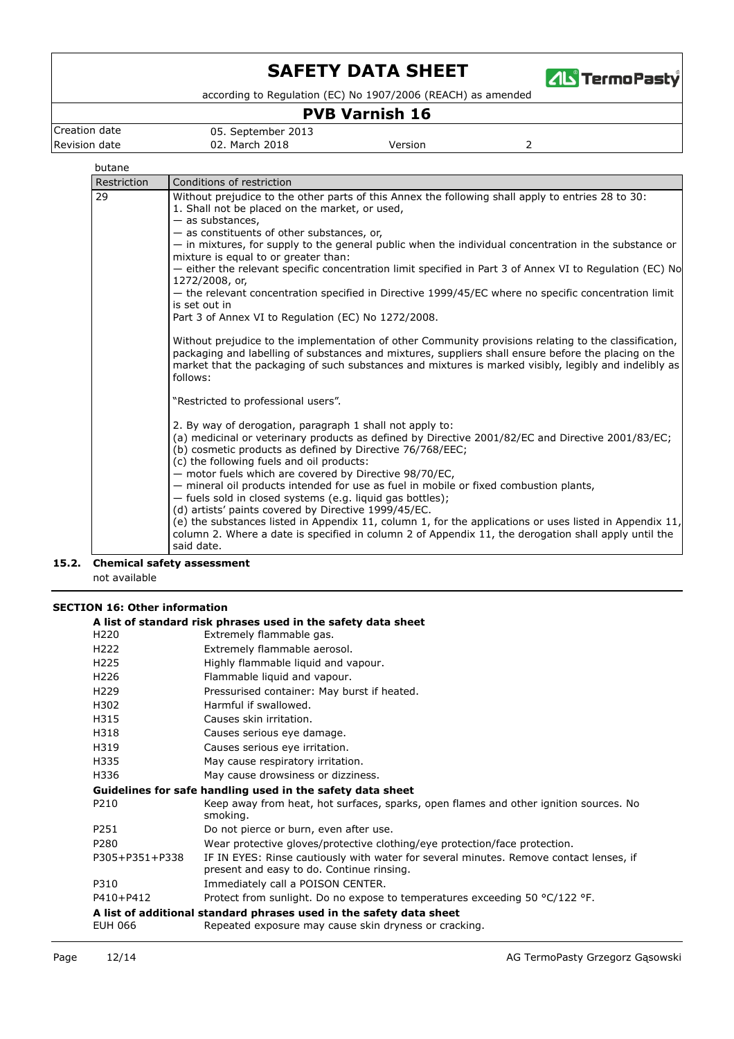butane

| Restriction | Conditions of restriction |
|---|---|
| 29 | Without prejudice to the other parts of this Annex the following shall apply to entries 28 to 30:<br>1. Shall not be placed on the market, or used,<br>— as substances,<br>— as constituents of other substances, or,<br>— in mixtures, for supply to the general public when the individual concentration in the substance or mixture is equal to or greater than:<br>— either the relevant specific concentration limit specified in Part 3 of Annex VI to Regulation (EC) No 1272/2008, or,<br>— the relevant concentration specified in Directive 1999/45/EC where no specific concentration limit is set out in<br>Part 3 of Annex VI to Regulation (EC) No 1272/2008.<br><br>Without prejudice to the implementation of other Community provisions relating to the classification, packaging and labelling of substances and mixtures, suppliers shall ensure before the placing on the market that the packaging of such substances and mixtures is marked visibly, legibly and indelibly as follows:<br><br>"Restricted to professional users".<br><br>2. By way of derogation, paragraph 1 shall not apply to:<br>(a) medicinal or veterinary products as defined by Directive 2001/82/EC and Directive 2001/83/EC;<br>(b) cosmetic products as defined by Directive 76/768/EEC;<br>(c) the following fuels and oil products:<br>— motor fuels which are covered by Directive 98/70/EC,<br>— mineral oil products intended for use as fuel in mobile or fixed combustion plants,<br>— fuels sold in closed systems (e.g. liquid gas bottles);<br>(d) artists' paints covered by Directive 1999/45/EC.<br>(e) the substances listed in Appendix 11, column 1, for the applications or uses listed in Appendix 11, column 2. Where a date is specified in column 2 of Appendix 11, the derogation shall apply until the said date. |

### 15.2. Chemical safety assessment

not available

## SECTION 16: Other information

**A list of standard risk phrases used in the safety data sheet**

| | |
|---|---|
| H220 | Extremely flammable gas. |
| H222 | Extremely flammable aerosol. |
| H225 | Highly flammable liquid and vapour. |
| H226 | Flammable liquid and vapour. |
| H229 | Pressurised container: May burst if heated. |
| H302 | Harmful if swallowed. |
| H315 | Causes skin irritation. |
| H318 | Causes serious eye damage. |
| H319 | Causes serious eye irritation. |
| H335 | May cause respiratory irritation. |
| H336 | May cause drowsiness or dizziness. |

**Guidelines for safe handling used in the safety data sheet**

| | |
|---|---|
| P210 | Keep away from heat, hot surfaces, sparks, open flames and other ignition sources. No smoking. |
| P251 | Do not pierce or burn, even after use. |
| P280 | Wear protective gloves/protective clothing/eye protection/face protection. |
| P305+P351+P338 | IF IN EYES: Rinse cautiously with water for several minutes. Remove contact lenses, if present and easy to do. Continue rinsing. |
| P310 | Immediately call a POISON CENTER. |
| P410+P412 | Protect from sunlight. Do no expose to temperatures exceeding 50 °C/122 °F. |

**A list of additional standard phrases used in the safety data sheet**

| | |
|---|---|
| EUH 066 | Repeated exposure may cause skin dryness or cracking. |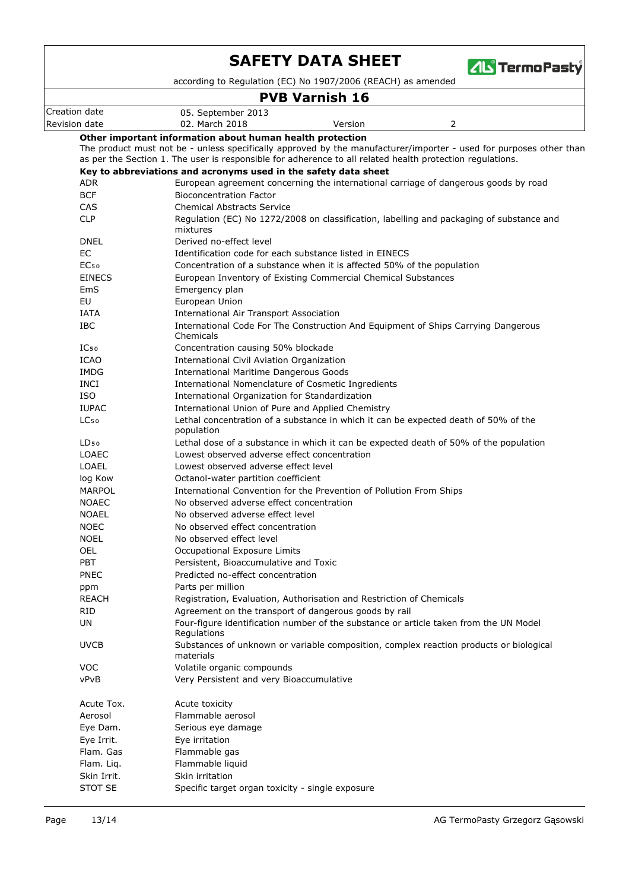**Other important information about human health protection**

The product must not be - unless specifically approved by the manufacturer/importer - used for purposes other than as per the Section 1. The user is responsible for adherence to all related health protection regulations.

**Key to abbreviations and acronyms used in the safety data sheet**

| | |
|---|---|
| ADR | European agreement concerning the international carriage of dangerous goods by road |
| BCF | Bioconcentration Factor |
| CAS | Chemical Abstracts Service |
| CLP | Regulation (EC) No 1272/2008 on classification, labelling and packaging of substance and mixtures |
| DNEL | Derived no-effect level |
| EC | Identification code for each substance listed in EINECS |
| $EC_{50}$ | Concentration of a substance when it is affected 50% of the population |
| EINECS | European Inventory of Existing Commercial Chemical Substances |
| EmS | Emergency plan |
| EU | European Union |
| IATA | International Air Transport Association |
| IBC | International Code For The Construction And Equipment of Ships Carrying Dangerous Chemicals |
| $IC_{50}$ | Concentration causing 50% blockade |
| ICAO | International Civil Aviation Organization |
| IMDG | International Maritime Dangerous Goods |
| INCI | International Nomenclature of Cosmetic Ingredients |
| ISO | International Organization for Standardization |
| IUPAC | International Union of Pure and Applied Chemistry |
| $LC_{50}$ | Lethal concentration of a substance in which it can be expected death of 50% of the population |
| $LD_{50}$ | Lethal dose of a substance in which it can be expected death of 50% of the population |
| LOAEC | Lowest observed adverse effect concentration |
| LOAEL | Lowest observed adverse effect level |
| log Kow | Octanol-water partition coefficient |
| MARPOL | International Convention for the Prevention of Pollution From Ships |
| NOAEC | No observed adverse effect concentration |
| NOAEL | No observed adverse effect level |
| NOEC | No observed effect concentration |
| NOEL | No observed effect level |
| OEL | Occupational Exposure Limits |
| PBT | Persistent, Bioaccumulative and Toxic |
| PNEC | Predicted no-effect concentration |
| ppm | Parts per million |
| REACH | Registration, Evaluation, Authorisation and Restriction of Chemicals |
| RID | Agreement on the transport of dangerous goods by rail |
| UN | Four-figure identification number of the substance or article taken from the UN Model Regulations |
| UVCB | Substances of unknown or variable composition, complex reaction products or biological materials |
| VOC | Volatile organic compounds |
| vPvB | Very Persistent and very Bioaccumulative |

| | |
|---|---|
| Acute Tox. | Acute toxicity |
| Aerosol | Flammable aerosol |
| Eye Dam. | Serious eye damage |
| Eye Irrit. | Eye irritation |
| Flam. Gas | Flammable gas |
| Flam. Liq. | Flammable liquid |
| Skin Irrit. | Skin irritation |
| STOT SE | Specific target organ toxicity - single exposure |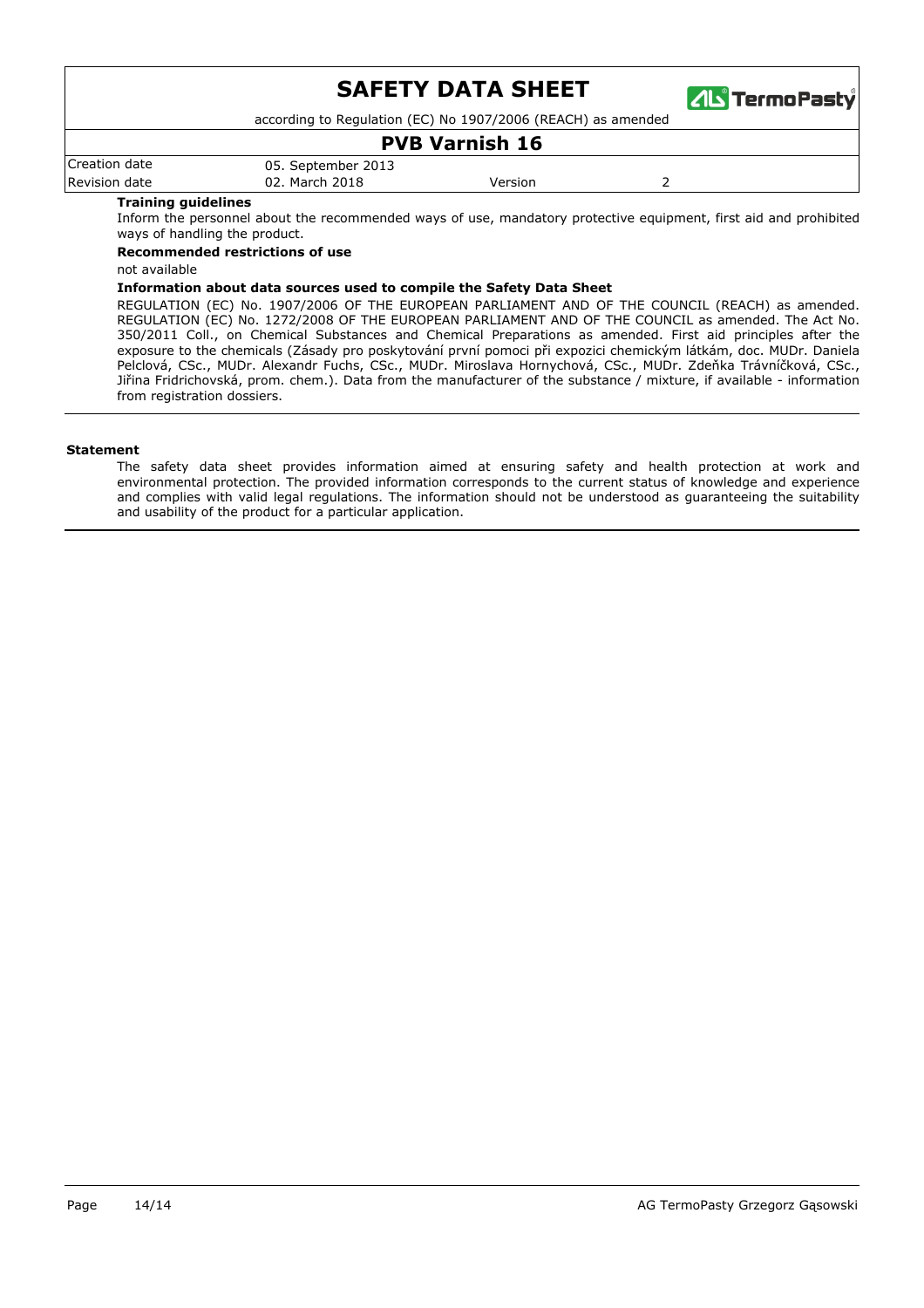**Training guidelines**

Inform the personnel about the recommended ways of use, mandatory protective equipment, first aid and prohibited ways of handling the product.

**Recommended restrictions of use**

not available

**Information about data sources used to compile the Safety Data Sheet**

REGULATION (EC) No. 1907/2006 OF THE EUROPEAN PARLIAMENT AND OF THE COUNCIL (REACH) as amended. REGULATION (EC) No. 1272/2008 OF THE EUROPEAN PARLIAMENT AND OF THE COUNCIL as amended. The Act No. 350/2011 Coll., on Chemical Substances and Chemical Preparations as amended. First aid principles after the exposure to the chemicals (Zásady pro poskytování první pomoci při expozici chemickým látkám, doc. MUDr. Daniela Pelclová, CSc., MUDr. Alexandr Fuchs, CSc., MUDr. Miroslava Hornychová, CSc., MUDr. Zdeňka Trávníčková, CSc., Jiřina Fridrichovská, prom. chem.). Data from the manufacturer of the substance / mixture, if available - information from registration dossiers.

**Statement**

The safety data sheet provides information aimed at ensuring safety and health protection at work and environmental protection. The provided information corresponds to the current status of knowledge and experience and complies with valid legal regulations. The information should not be understood as guaranteeing the suitability and usability of the product for a particular application.